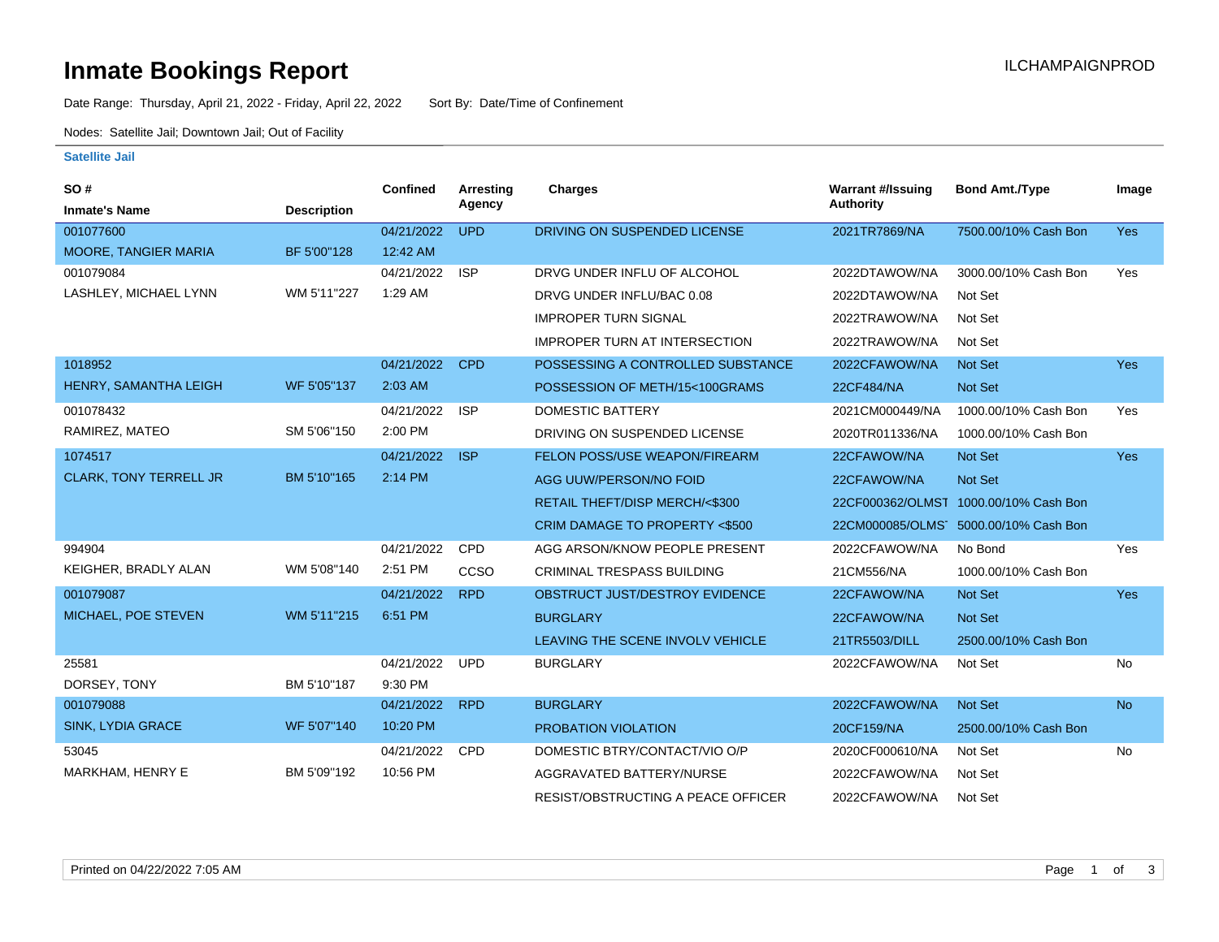# Inmate Bookings Report

ILCHAMPAIGNPROD

Date Range: Thursday, April 21, 2022 - Friday, April 22, 2022 Sort By: Date/Time of Confinement

Nodes: Satellite Jail; Downtown Jail; Out of Facility

### Satellite Jail

| SO # / Inmate's Name | Description | Confined | Arresting Agency | Charges | Warrant #/Issuing Authority | Bond Amt./Type | Image |
|---|---|---|---|---|---|---|---|
| 001077600 | | 04/21/2022 | UPD | DRIVING ON SUSPENDED LICENSE | 2021TR7869/NA | 7500.00/10% Cash Bon | Yes |
| MOORE, TANGIER MARIA | BF 5'00"128 | 12:42 AM | | | | | |
| 001079084 | | 04/21/2022 | ISP | DRVG UNDER INFLU OF ALCOHOL | 2022DTAWOW/NA | 3000.00/10% Cash Bon | Yes |
| LASHLEY, MICHAEL LYNN | WM 5'11"227 | 1:29 AM | | DRVG UNDER INFLU/BAC 0.08 | 2022DTAWOW/NA | Not Set | |
| | | | | IMPROPER TURN SIGNAL | 2022TRAWOW/NA | Not Set | |
| | | | | IMPROPER TURN AT INTERSECTION | 2022TRAWOW/NA | Not Set | |
| 1018952 | | 04/21/2022 | CPD | POSSESSING A CONTROLLED SUBSTANCE | 2022CFAWOW/NA | Not Set | Yes |
| HENRY, SAMANTHA LEIGH | WF 5'05"137 | 2:03 AM | | POSSESSION OF METH/15<100GRAMS | 22CF484/NA | Not Set | |
| 001078432 | | 04/21/2022 | ISP | DOMESTIC BATTERY | 2021CM000449/NA | 1000.00/10% Cash Bon | Yes |
| RAMIREZ, MATEO | SM 5'06"150 | 2:00 PM | | DRIVING ON SUSPENDED LICENSE | 2020TR011336/NA | 1000.00/10% Cash Bon | |
| 1074517 | | 04/21/2022 | ISP | FELON POSS/USE WEAPON/FIREARM | 22CFAWOW/NA | Not Set | Yes |
| CLARK, TONY TERRELL JR | BM 5'10"165 | 2:14 PM | | AGG UUW/PERSON/NO FOID | 22CFAWOW/NA | Not Set | |
| | | | | RETAIL THEFT/DISP MERCH/<$300 | 22CF000362/OLMST | 1000.00/10% Cash Bon | |
| | | | | CRIM DAMAGE TO PROPERTY <$500 | 22CM000085/OLMS | 5000.00/10% Cash Bon | |
| 994904 | | 04/21/2022 | CPD | AGG ARSON/KNOW PEOPLE PRESENT | 2022CFAWOW/NA | No Bond | Yes |
| KEIGHER, BRADLY ALAN | WM 5'08"140 | 2:51 PM | CCSO | CRIMINAL TRESPASS BUILDING | 21CM556/NA | 1000.00/10% Cash Bon | |
| 001079087 | | 04/21/2022 | RPD | OBSTRUCT JUST/DESTROY EVIDENCE | 22CFAWOW/NA | Not Set | Yes |
| MICHAEL, POE STEVEN | WM 5'11"215 | 6:51 PM | | BURGLARY | 22CFAWOW/NA | Not Set | |
| | | | | LEAVING THE SCENE INVOLV VEHICLE | 21TR5503/DILL | 2500.00/10% Cash Bon | |
| 25581 | | 04/21/2022 | UPD | BURGLARY | 2022CFAWOW/NA | Not Set | No |
| DORSEY, TONY | BM 5'10"187 | 9:30 PM | | | | | |
| 001079088 | | 04/21/2022 | RPD | BURGLARY | 2022CFAWOW/NA | Not Set | No |
| SINK, LYDIA GRACE | WF 5'07"140 | 10:20 PM | | PROBATION VIOLATION | 20CF159/NA | 2500.00/10% Cash Bon | |
| 53045 | | 04/21/2022 | CPD | DOMESTIC BTRY/CONTACT/VIO O/P | 2020CF000610/NA | Not Set | No |
| MARKHAM, HENRY E | BM 5'09"192 | 10:56 PM | | AGGRAVATED BATTERY/NURSE | 2022CFAWOW/NA | Not Set | |
| | | | | RESIST/OBSTRUCTING A PEACE OFFICER | 2022CFAWOW/NA | Not Set | |

Printed on 04/22/2022 7:05 AM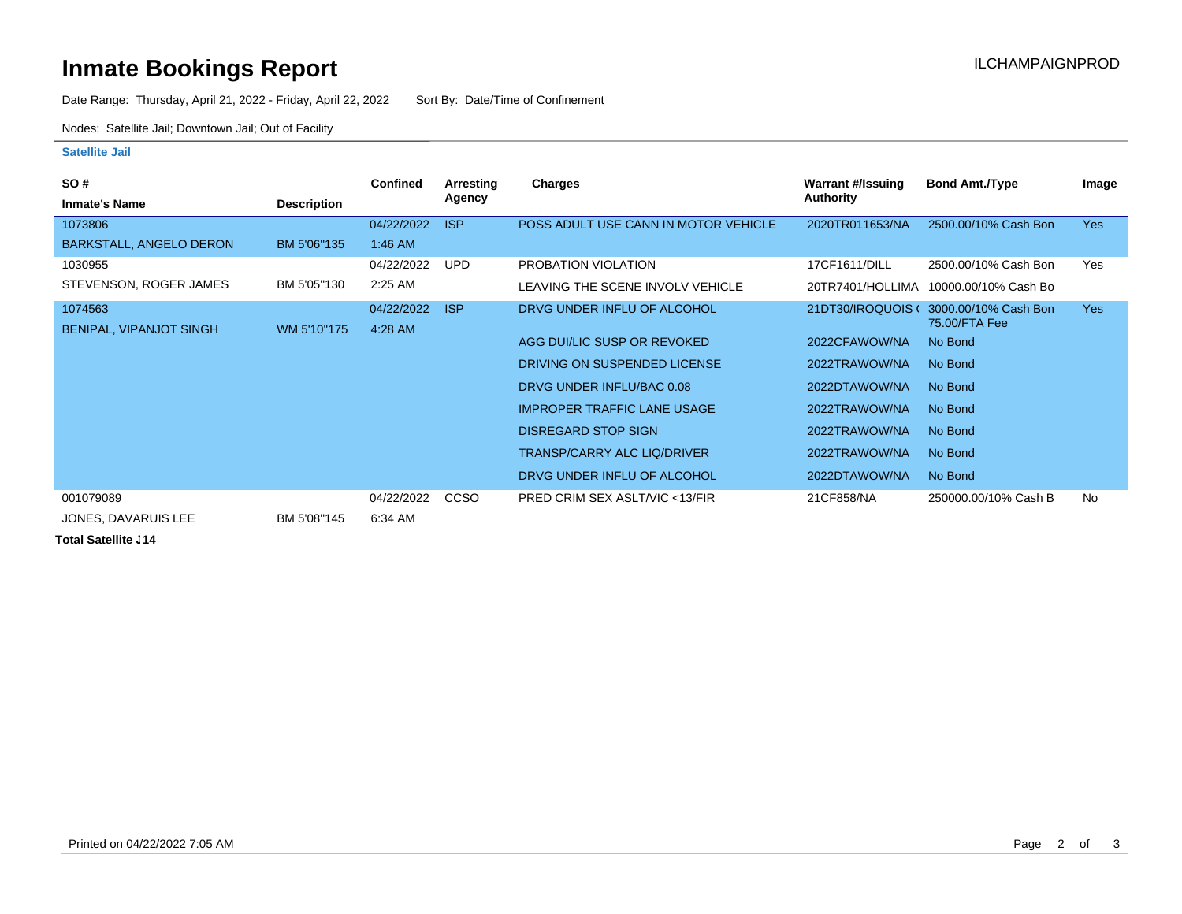# Inmate Bookings Report

ILCHAMPAIGNPROD

Date Range: Thursday, April 21, 2022 - Friday, April 22, 2022    Sort By: Date/Time of Confinement

Nodes: Satellite Jail; Downtown Jail; Out of Facility

### Satellite Jail

| SO # / Inmate's Name | Description | Confined | Arresting Agency | Charges | Warrant #/Issuing Authority | Bond Amt./Type | Image |
|---|---|---|---|---|---|---|---|
| 1073806 BARKSTALL, ANGELO DERON | BM 5'06"135 | 04/22/2022 1:46 AM | ISP | POSS ADULT USE CANN IN MOTOR VEHICLE | 2020TR011653/NA | 2500.00/10% Cash Bon | Yes |
| 1030955 STEVENSON, ROGER JAMES | BM 5'05"130 | 04/22/2022 2:25 AM | UPD | PROBATION VIOLATION | 17CF1611/DILL | 2500.00/10% Cash Bon | Yes |
| | | | | LEAVING THE SCENE INVOLV VEHICLE | 20TR7401/HOLLIMA | 10000.00/10% Cash Bo | |
| 1074563 BENIPAL, VIPANJOT SINGH | WM 5'10"175 | 04/22/2022 4:28 AM | ISP | DRVG UNDER INFLU OF ALCOHOL | 21DT30/IROQUOIS ( | 3000.00/10% Cash Bon 75.00/FTA Fee | Yes |
| | | | | AGG DUI/LIC SUSP OR REVOKED | 2022CFAWOW/NA | No Bond | |
| | | | | DRIVING ON SUSPENDED LICENSE | 2022TRAWOW/NA | No Bond | |
| | | | | DRVG UNDER INFLU/BAC 0.08 | 2022DTAWOW/NA | No Bond | |
| | | | | IMPROPER TRAFFIC LANE USAGE | 2022TRAWOW/NA | No Bond | |
| | | | | DISREGARD STOP SIGN | 2022TRAWOW/NA | No Bond | |
| | | | | TRANSP/CARRY ALC LIQ/DRIVER | 2022TRAWOW/NA | No Bond | |
| | | | | DRVG UNDER INFLU OF ALCOHOL | 2022DTAWOW/NA | No Bond | |
| 001079089 JONES, DAVARUIS LEE | BM 5'08"145 | 04/22/2022 6:34 AM | CCSO | PRED CRIM SEX ASLT/VIC <13/FIR | 21CF858/NA | 250000.00/10% Cash B | No |

**Total Satellite J 14**

Printed on 04/22/2022 7:05 AM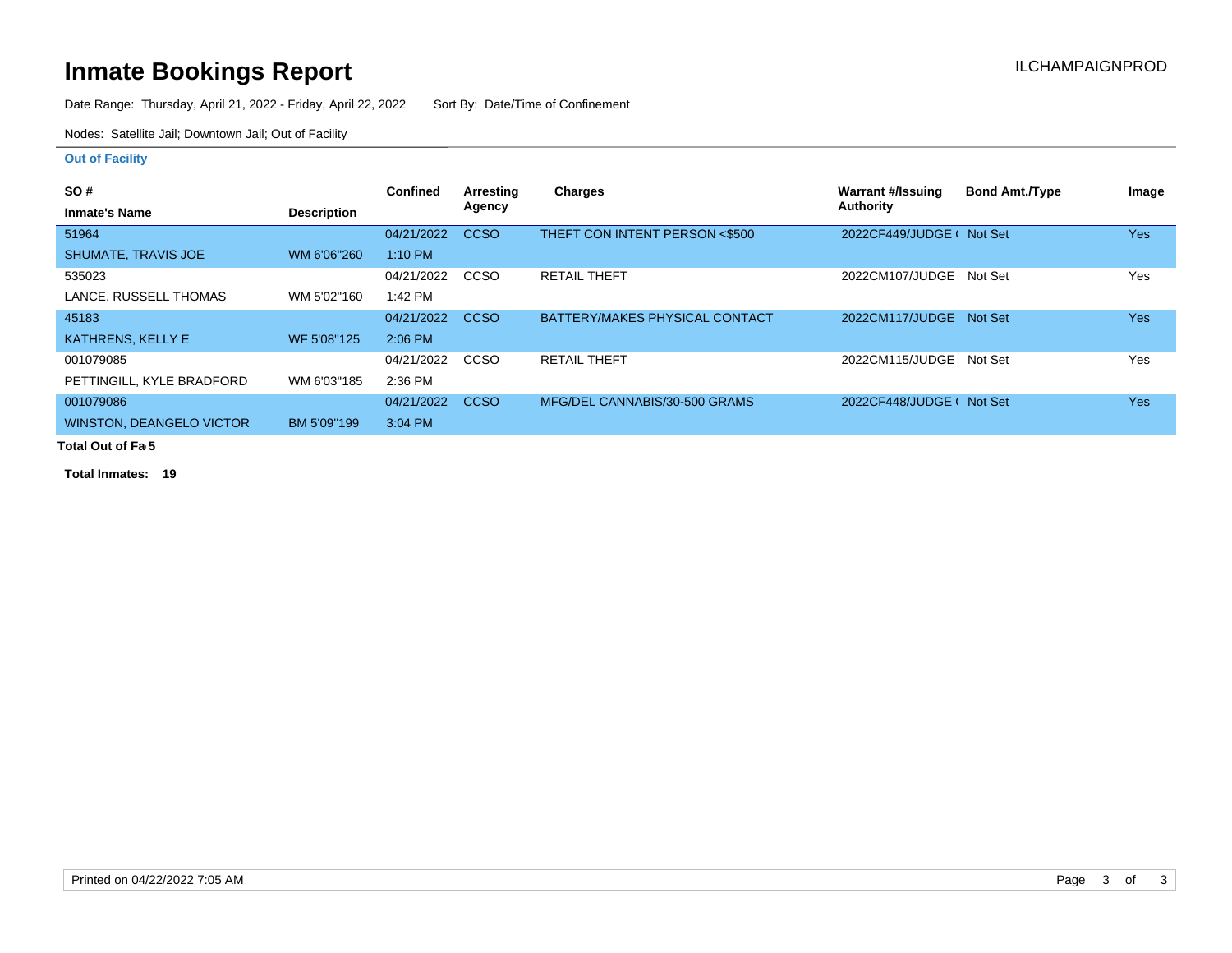# Inmate Bookings Report

ILCHAMPAIGNPROD

Date Range: Thursday, April 21, 2022 - Friday, April 22, 2022    Sort By: Date/Time of Confinement

Nodes: Satellite Jail; Downtown Jail; Out of Facility

### Out of Facility

| SO # / Inmate's Name | Description | Confined | Arresting Agency | Charges | Warrant #/Issuing Authority | Bond Amt./Type | Image |
|---|---|---|---|---|---|---|---|
| 51964<br>SHUMATE, TRAVIS JOE | WM 6'06"260 | 04/21/2022<br>1:10 PM | CCSO | THEFT CON INTENT PERSON <$500 | 2022CF449/JUDGE ( | Not Set | Yes |
| 535023<br>LANCE, RUSSELL THOMAS | WM 5'02"160 | 04/21/2022<br>1:42 PM | CCSO | RETAIL THEFT | 2022CM107/JUDGE | Not Set | Yes |
| 45183<br>KATHRENS, KELLY E | WF 5'08"125 | 04/21/2022<br>2:06 PM | CCSO | BATTERY/MAKES PHYSICAL CONTACT | 2022CM117/JUDGE | Not Set | Yes |
| 001079085<br>PETTINGILL, KYLE BRADFORD | WM 6'03"185 | 04/21/2022<br>2:36 PM | CCSO | RETAIL THEFT | 2022CM115/JUDGE | Not Set | Yes |
| 001079086<br>WINSTON, DEANGELO VICTOR | BM 5'09"199 | 04/21/2022<br>3:04 PM | CCSO | MFG/DEL CANNABIS/30-500 GRAMS | 2022CF448/JUDGE ( | Not Set | Yes |

**Total Out of Fa 5**

**Total Inmates: 19**

Printed on 04/22/2022 7:05 AM